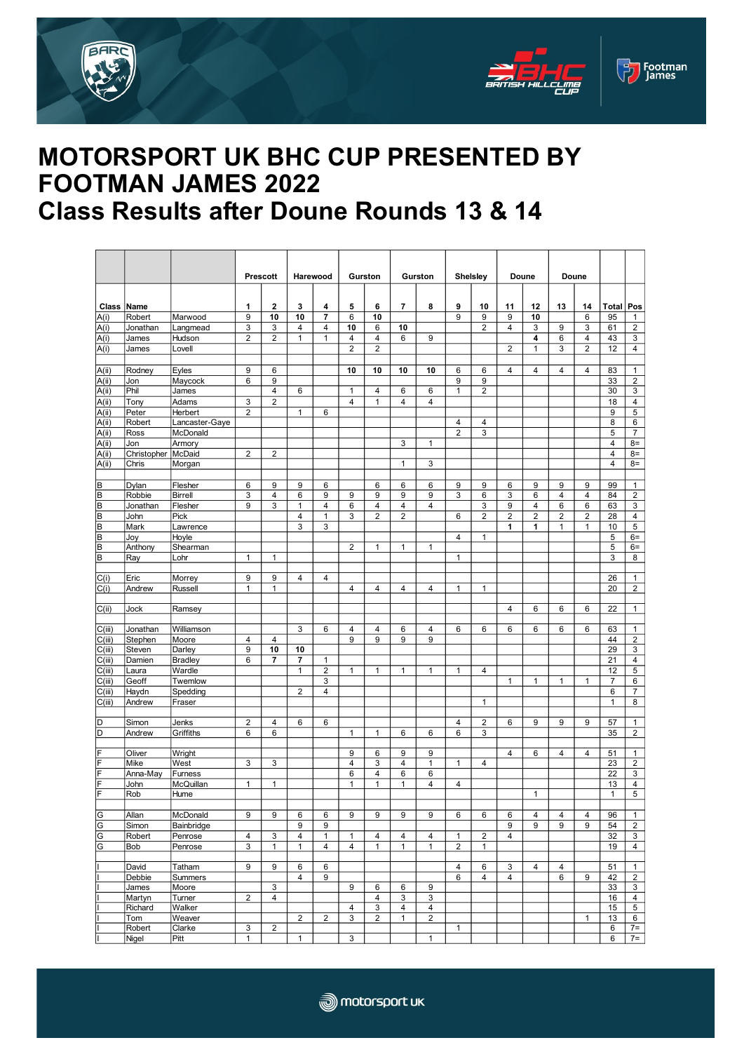# MOTORSPORT UK BHC CUP PRESENTED BY FOOTMAN JAMES 2022

# Class Results after Doune Rounds 13 & 14

| | | | Prescott | | Harewood | | Gurston | | Gurston | | Shelsley | | Doune | | Doune | | | |
|---|---|---|---|---|---|---|---|---|---|---|---|---|---|---|---|---|---|---|
| Class | Name | | 1 | 2 | 3 | 4 | 5 | 6 | 7 | 8 | 9 | 10 | 11 | 12 | 13 | 14 | Total | Pos |
| A(i) | Robert | Marwood | 9 | 10 | 10 | 7 | 6 | 10 | | | 9 | 9 | 9 | 10 | | 6 | 95 | 1 |
| A(i) | Jonathan | Langmead | 3 | 3 | 4 | 4 | 10 | 6 | 10 | | | 2 | 4 | 3 | 9 | 3 | 61 | 2 |
| A(i) | James | Hudson | 2 | 2 | 1 | 1 | 4 | 4 | 6 | 9 | | | | 4 | 6 | 4 | 43 | 3 |
| A(i) | James | Lovell | | | | | 2 | 2 | | | | | 2 | 1 | 3 | 2 | 12 | 4 |
| | | | | | | | | | | | | | | | | | | |
| A(ii) | Rodney | Eyles | 9 | 6 | | | 10 | 10 | 10 | 10 | 6 | 6 | 4 | 4 | 4 | 4 | 83 | 1 |
| A(ii) | Jon | Maycock | 6 | 9 | | | | | | | 9 | 9 | | | | | 33 | 2 |
| A(ii) | Phil | James | | 4 | 6 | | 1 | 4 | 6 | 6 | 1 | 2 | | | | | 30 | 3 |
| A(ii) | Tony | Adams | 3 | 2 | | | 4 | 1 | 4 | 4 | | | | | | | 18 | 4 |
| A(ii) | Peter | Herbert | 2 | | 1 | 6 | | | | | | | | | | | 9 | 5 |
| A(ii) | Robert | Lancaster-Gaye | | | | | | | | | 4 | 4 | | | | | 8 | 6 |
| A(ii) | Ross | McDonald | | | | | | | | | 2 | 3 | | | | | 5 | 7 |
| A(ii) | Jon | Armory | | | | | | | 3 | 1 | | | | | | | 4 | 8= |
| A(ii) | Christopher | McDaid | 2 | 2 | | | | | | | | | | | | | 4 | 8= |
| A(ii) | Chris | Morgan | | | | | | | 1 | 3 | | | | | | | 4 | 8= |
| | | | | | | | | | | | | | | | | | | |
| B | Dylan | Flesher | 6 | 9 | 9 | 6 | | 6 | 6 | 6 | 9 | 9 | 6 | 9 | 9 | 9 | 99 | 1 |
| B | Robbie | Birrell | 3 | 4 | 6 | 9 | 9 | 9 | 9 | 9 | 3 | 6 | 3 | 6 | 4 | 4 | 84 | 2 |
| B | Jonathan | Flesher | 9 | 3 | 1 | 4 | 6 | 4 | 4 | 4 | | 3 | 9 | 4 | 6 | 6 | 63 | 3 |
| B | John | Pick | | | 4 | 1 | 3 | 2 | 2 | | 6 | 2 | 2 | 2 | 2 | 2 | 28 | 4 |
| B | Mark | Lawrence | | | 3 | 3 | | | | | | | 1 | 1 | 1 | 1 | 10 | 5 |
| B | Joy | Hoyle | | | | | | | | | 4 | 1 | | | | | 5 | 6= |
| B | Anthony | Shearman | | | | | 2 | 1 | 1 | 1 | | | | | | | 5 | 6= |
| B | Ray | Lohr | 1 | 1 | | | | | | | 1 | | | | | | 3 | 8 |
| | | | | | | | | | | | | | | | | | | |
| C(i) | Eric | Morrey | 9 | 9 | 4 | 4 | | | | | | | | | | | 26 | 1 |
| C(i) | Andrew | Russell | 1 | 1 | | | 4 | 4 | 4 | 4 | 1 | 1 | | | | | 20 | 2 |
| | | | | | | | | | | | | | | | | | | |
| C(ii) | Jock | Ramsey | | | | | | | | | | | 4 | 6 | 6 | 6 | 22 | 1 |
| | | | | | | | | | | | | | | | | | | |
| C(iii) | Jonathan | Williamson | | | 3 | 6 | 4 | 4 | 6 | 4 | 6 | 6 | 6 | 6 | 6 | 6 | 63 | 1 |
| C(iii) | Stephen | Moore | 4 | 4 | | | 9 | 9 | 9 | 9 | | | | | | | 44 | 2 |
| C(iii) | Steven | Darley | 9 | 10 | 10 | | | | | | | | | | | | 29 | 3 |
| C(iii) | Damien | Bradley | 6 | 7 | 7 | 1 | | | | | | | | | | | 21 | 4 |
| C(iii) | Laura | Wardle | | | 1 | 2 | 1 | 1 | 1 | 1 | 1 | 4 | | | | | 12 | 5 |
| C(iii) | Geoff | Twemlow | | | | 3 | | | | | | | 1 | 1 | 1 | 1 | 7 | 6 |
| C(iii) | Haydn | Spedding | | | 2 | 4 | | | | | | | | | | | 6 | 7 |
| C(iii) | Andrew | Fraser | | | | | | | | | | 1 | | | | | 1 | 8 |
| | | | | | | | | | | | | | | | | | | |
| D | Simon | Jenks | 2 | 4 | 6 | 6 | | | | | 4 | 2 | 6 | 9 | 9 | 9 | 57 | 1 |
| D | Andrew | Griffiths | 6 | 6 | | | 1 | 1 | 6 | 6 | 6 | 3 | | | | | 35 | 2 |
| | | | | | | | | | | | | | | | | | | |
| F | Oliver | Wright | | | | | 9 | 6 | 9 | 9 | | | 4 | 6 | 4 | 4 | 51 | 1 |
| F | Mike | West | 3 | 3 | | | 4 | 3 | 4 | 1 | 1 | 4 | | | | | 23 | 2 |
| F | Anna-May | Furness | | | | | 6 | 4 | 6 | 6 | | | | | | | 22 | 3 |
| F | John | McQuillan | 1 | 1 | | | 1 | 1 | 1 | 4 | 4 | | | | | | 13 | 4 |
| F | Rob | Hume | | | | | | | | | | | | 1 | | | 1 | 5 |
| | | | | | | | | | | | | | | | | | | |
| G | Allan | McDonald | 9 | 9 | 6 | 6 | 9 | 9 | 9 | 9 | 6 | 6 | 6 | 4 | 4 | 4 | 96 | 1 |
| G | Simon | Bainbridge | | | 9 | 9 | | | | | | | 9 | 9 | 9 | 9 | 54 | 2 |
| G | Robert | Penrose | 4 | 3 | 4 | 1 | 1 | 4 | 4 | 4 | 1 | 2 | 4 | | | | 32 | 3 |
| G | Bob | Penrose | 3 | 1 | 1 | 4 | 4 | 1 | 1 | 1 | 2 | 1 | | | | | 19 | 4 |
| | | | | | | | | | | | | | | | | | | |
| I | David | Tatham | 9 | 9 | 6 | 6 | | | | | 4 | 6 | 3 | 4 | 4 | | 51 | 1 |
| I | Debbie | Summers | | | 4 | 9 | | | | | 6 | 4 | 4 | | 6 | 9 | 42 | 2 |
| I | James | Moore | | 3 | | | 9 | 6 | 6 | 9 | | | | | | | 33 | 3 |
| I | Martyn | Turner | 2 | 4 | | | | 4 | 3 | 3 | | | | | | | 16 | 4 |
| I | Richard | Walker | | | | | 4 | 3 | 4 | 4 | | | | | | | 15 | 5 |
| I | Tom | Weaver | | | 2 | 2 | 3 | 2 | 1 | 2 | | | | | | 1 | 13 | 6 |
| I | Robert | Clarke | 3 | 2 | | | | | | | 1 | | | | | | 6 | 7= |
| I | Nigel | Pitt | 1 | | 1 | | 3 | | | 1 | | | | | | | 6 | 7= |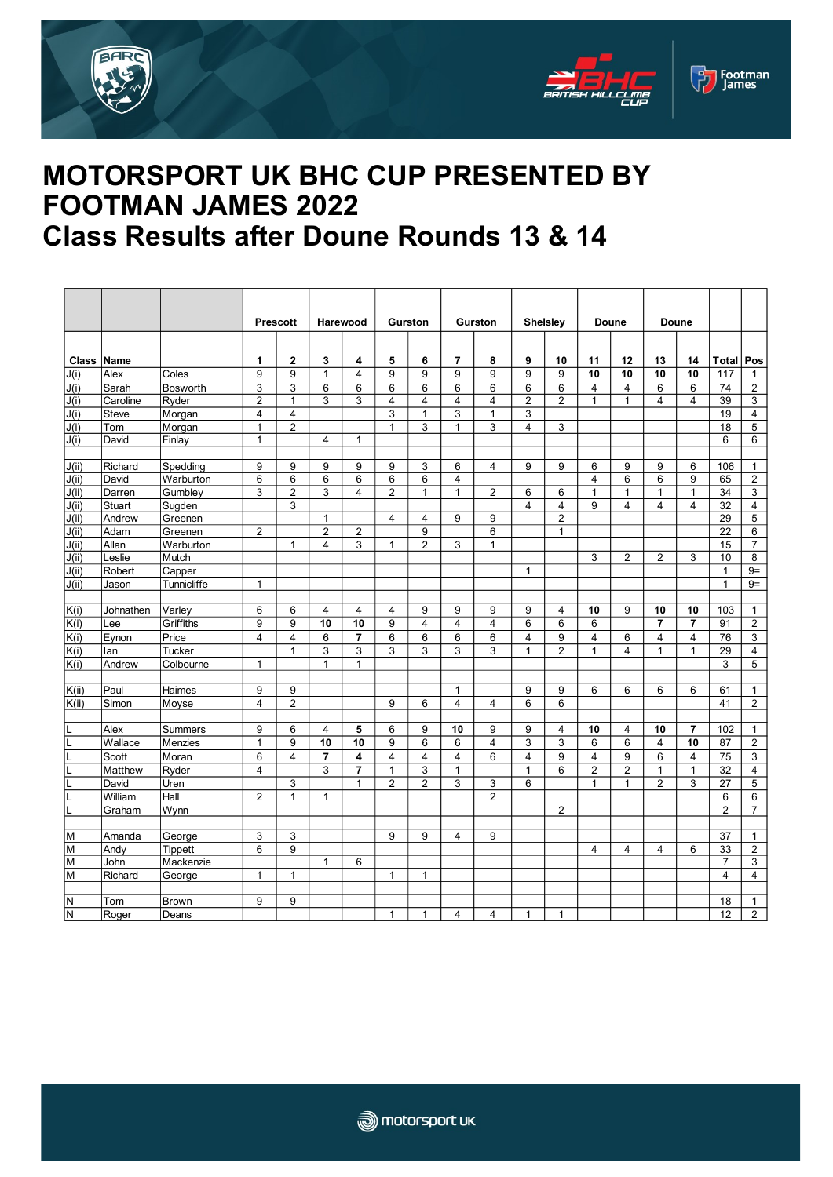# MOTORSPORT UK BHC CUP PRESENTED BY FOOTMAN JAMES 2022

# Class Results after Doune Rounds 13 & 14

| | | | Prescott | | Harewood | | Gurston | | Gurston | | Shelsley | | Doune | | Doune | | | |
|---|---|---|---|---|---|---|---|---|---|---|---|---|---|---|---|---|---|---|
| **Class** | **Name** | | **1** | **2** | **3** | **4** | **5** | **6** | **7** | **8** | **9** | **10** | **11** | **12** | **13** | **14** | **Total** | **Pos** |
| J(i) | Alex | Coles | 9 | 9 | 1 | 4 | 9 | 9 | 9 | 9 | 9 | 9 | **10** | **10** | **10** | **10** | 117 | 1 |
| J(i) | Sarah | Bosworth | 3 | 3 | 6 | 6 | 6 | 6 | 6 | 6 | 6 | 6 | 4 | 4 | 6 | 6 | 74 | 2 |
| J(i) | Caroline | Ryder | 2 | 1 | 3 | 3 | 4 | 4 | 4 | 4 | 2 | 2 | 1 | 1 | 4 | 4 | 39 | 3 |
| J(i) | Steve | Morgan | 4 | 4 | | | 3 | 1 | 3 | 1 | 3 | | | | | | 19 | 4 |
| J(i) | Tom | Morgan | 1 | 2 | | | 1 | 3 | 1 | 3 | 4 | 3 | | | | | 18 | 5 |
| J(i) | David | Finlay | 1 | | 4 | 1 | | | | | | | | | | | 6 | 6 |
| J(ii) | Richard | Spedding | 9 | 9 | 9 | 9 | 9 | 3 | 6 | 4 | 9 | 9 | 6 | 9 | 9 | 6 | 106 | 1 |
| J(ii) | David | Warburton | 6 | 6 | 6 | 6 | 6 | 6 | 4 | | | | 4 | 6 | 6 | 9 | 65 | 2 |
| J(ii) | Darren | Gumbley | 3 | 2 | 3 | 4 | 2 | 1 | 1 | 2 | 6 | 6 | 1 | 1 | 1 | 1 | 34 | 3 |
| J(ii) | Stuart | Sugden | | 3 | | | | | | | 4 | 4 | 9 | 4 | 4 | 4 | 32 | 4 |
| J(ii) | Andrew | Greenen | | | 1 | | 4 | 4 | 9 | 9 | | 2 | | | | | 29 | 5 |
| J(ii) | Adam | Greenen | 2 | | 2 | 2 | | 9 | | 6 | | 1 | | | | | 22 | 6 |
| J(ii) | Allan | Warburton | | 1 | 4 | 3 | 1 | 2 | 3 | 1 | | | | | | | 15 | 7 |
| J(ii) | Leslie | Mutch | | | | | | | | | | | 3 | 2 | 2 | 3 | 10 | 8 |
| J(ii) | Robert | Capper | | | | | | | | | 1 | | | | | | 1 | 9= |
| J(ii) | Jason | Tunnicliffe | 1 | | | | | | | | | | | | | | 1 | 9= |
| K(i) | Johnathen | Varley | 6 | 6 | 4 | 4 | 4 | 9 | 9 | 9 | 9 | 4 | **10** | 9 | **10** | **10** | 103 | 1 |
| K(i) | Lee | Griffiths | 9 | 9 | **10** | **10** | 9 | 4 | 4 | 4 | 6 | 6 | 6 | | **7** | **7** | 91 | 2 |
| K(i) | Eynon | Price | 4 | 4 | 6 | **7** | 6 | 6 | 6 | 6 | 4 | 9 | 4 | 6 | 4 | 4 | 76 | 3 |
| K(i) | Ian | Tucker | | 1 | 3 | 3 | 3 | 3 | 3 | 3 | 1 | 2 | 1 | 4 | 1 | 1 | 29 | 4 |
| K(i) | Andrew | Colbourne | 1 | | 1 | 1 | | | | | | | | | | | 3 | 5 |
| K(ii) | Paul | Haimes | 9 | 9 | | | | | 1 | | 9 | 9 | 6 | 6 | 6 | 6 | 61 | 1 |
| K(ii) | Simon | Moyse | 4 | 2 | | | 9 | 6 | 4 | 4 | 6 | 6 | | | | | 41 | 2 |
| L | Alex | Summers | 9 | 6 | 4 | **5** | 6 | 9 | **10** | 9 | 9 | 4 | **10** | 4 | **10** | **7** | 102 | 1 |
| L | Wallace | Menzies | 1 | 9 | **10** | **10** | 9 | 6 | 6 | 4 | 3 | 3 | 6 | 6 | 4 | **10** | 87 | 2 |
| L | Scott | Moran | 6 | 4 | **7** | **4** | 4 | 4 | 4 | 6 | 4 | 9 | 4 | 9 | 6 | 4 | 75 | 3 |
| L | Matthew | Ryder | 4 | | 3 | **7** | 1 | 3 | 1 | | 1 | 6 | 2 | 2 | 1 | 1 | 32 | 4 |
| L | David | Uren | | 3 | | 1 | 2 | 2 | 3 | 3 | 6 | | 1 | 1 | 2 | 3 | 27 | 5 |
| L | William | Hall | 2 | 1 | 1 | | | | | 2 | | | | | | | 6 | 6 |
| L | Graham | Wynn | | | | | | | | | | 2 | | | | | 2 | 7 |
| M | Amanda | George | 3 | 3 | | | 9 | 9 | 4 | 9 | | | | | | | 37 | 1 |
| M | Andy | Tippett | 6 | 9 | | | | | | | | | 4 | 4 | 4 | 6 | 33 | 2 |
| M | John | Mackenzie | | | 1 | 6 | | | | | | | | | | | 7 | 3 |
| M | Richard | George | 1 | 1 | | | 1 | 1 | | | | | | | | | 4 | 4 |
| N | Tom | Brown | 9 | 9 | | | | | | | | | | | | | 18 | 1 |
| N | Roger | Deans | | | | | 1 | 1 | 4 | 4 | 1 | 1 | | | | | 12 | 2 |